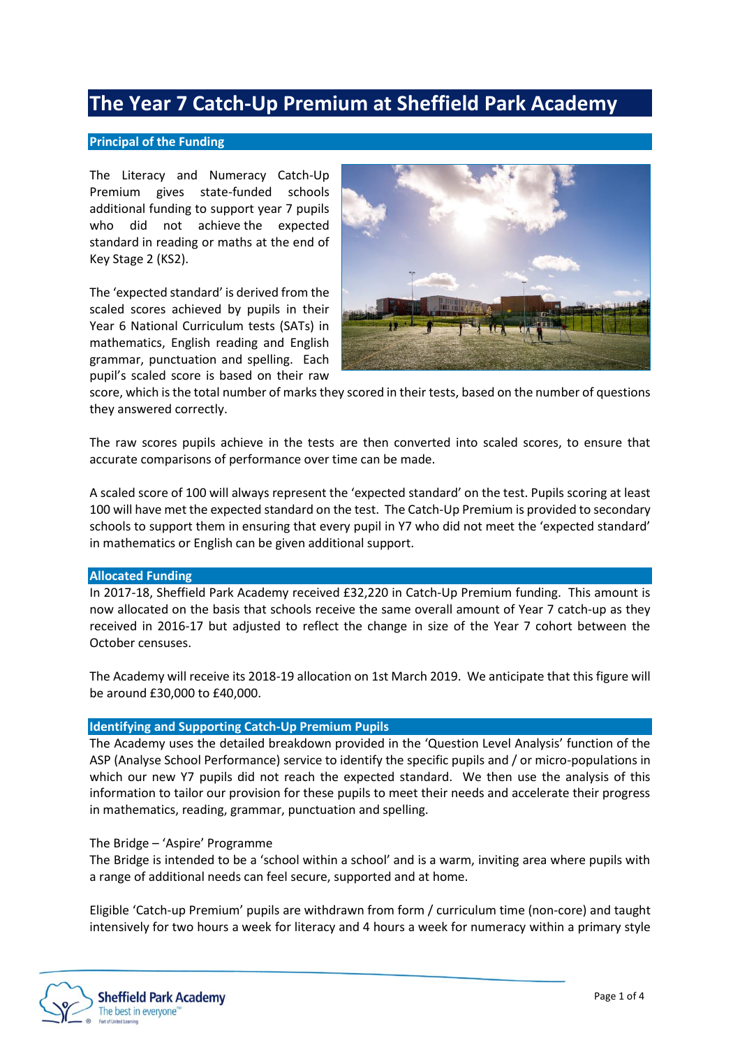# The Year 7 Catch-Up Premium at Sheffield Park Academy

## Principal of the Funding

The Literacy and Numeracy Catch-Up Premium gives state-funded schools additional funding to support year 7 pupils who did not achieve the expected standard in reading or maths at the end of Key Stage 2 (KS2).

The 'expected standard' is derived from the scaled scores achieved by pupils in their Year 6 National Curriculum tests (SATs) in mathematics, English reading and English grammar, punctuation and spelling. Each pupil's scaled score is based on their raw score, which is the total number of marks they scored in their tests, based on the number of questions they answered correctly.

The raw scores pupils achieve in the tests are then converted into scaled scores, to ensure that accurate comparisons of performance over time can be made.

A scaled score of 100 will always represent the 'expected standard' on the test. Pupils scoring at least 100 will have met the expected standard on the test. The Catch-Up Premium is provided to secondary schools to support them in ensuring that every pupil in Y7 who did not meet the 'expected standard' in mathematics or English can be given additional support.

## Allocated Funding

In 2017-18, Sheffield Park Academy received £32,220 in Catch-Up Premium funding. This amount is now allocated on the basis that schools receive the same overall amount of Year 7 catch-up as they received in 2016-17 but adjusted to reflect the change in size of the Year 7 cohort between the October censuses.

The Academy will receive its 2018-19 allocation on 1st March 2019. We anticipate that this figure will be around £30,000 to £40,000.

## Identifying and Supporting Catch-Up Premium Pupils

The Academy uses the detailed breakdown provided in the 'Question Level Analysis' function of the ASP (Analyse School Performance) service to identify the specific pupils and / or micro-populations in which our new Y7 pupils did not reach the expected standard. We then use the analysis of this information to tailor our provision for these pupils to meet their needs and accelerate their progress in mathematics, reading, grammar, punctuation and spelling.

The Bridge – 'Aspire' Programme

The Bridge is intended to be a 'school within a school' and is a warm, inviting area where pupils with a range of additional needs can feel secure, supported and at home.

Eligible 'Catch-up Premium' pupils are withdrawn from form / curriculum time (non-core) and taught intensively for two hours a week for literacy and 4 hours a week for numeracy within a primary style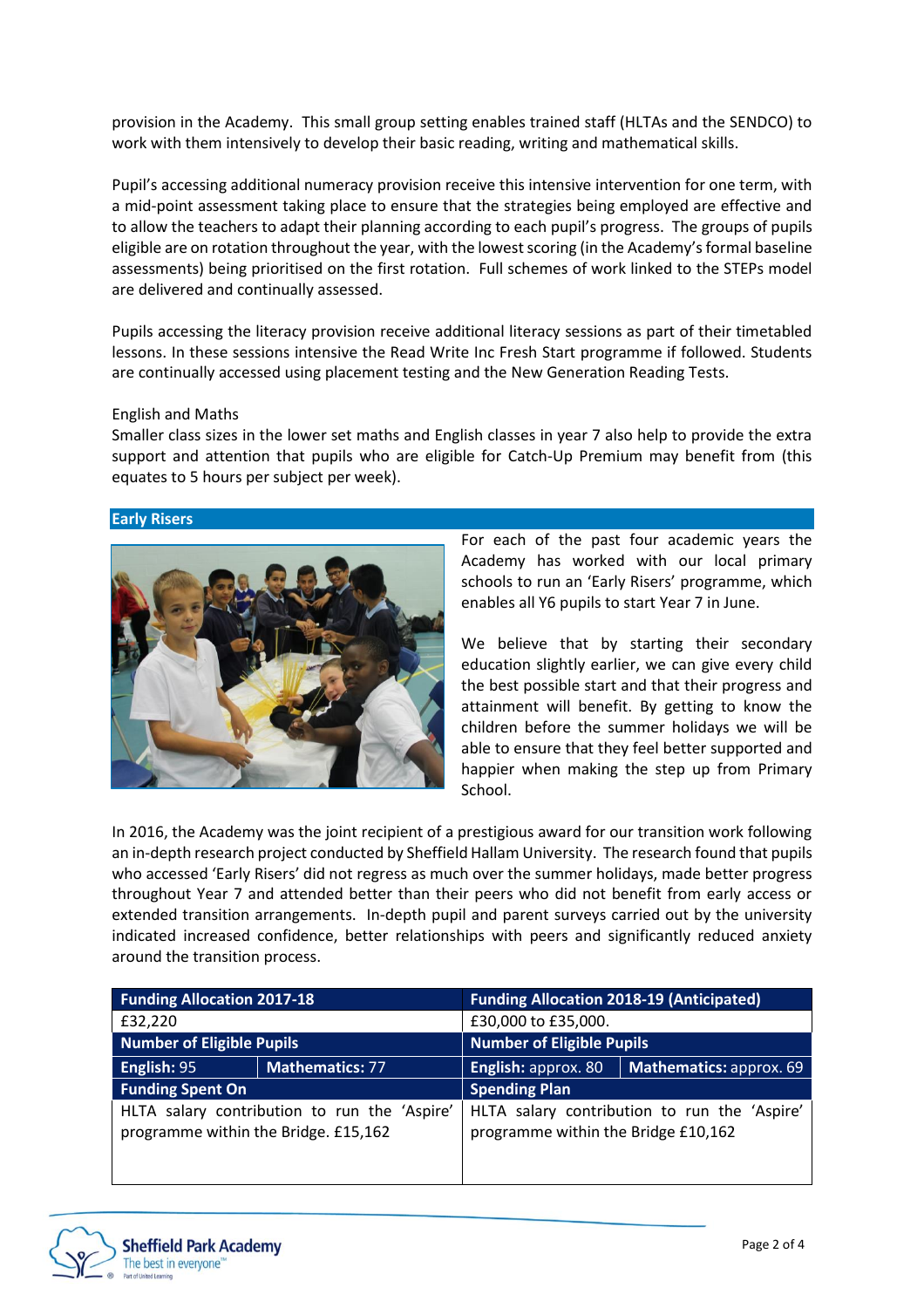provision in the Academy. This small group setting enables trained staff (HLTAs and the SENDCO) to work with them intensively to develop their basic reading, writing and mathematical skills.

Pupil's accessing additional numeracy provision receive this intensive intervention for one term, with a mid-point assessment taking place to ensure that the strategies being employed are effective and to allow the teachers to adapt their planning according to each pupil's progress. The groups of pupils eligible are on rotation throughout the year, with the lowest scoring (in the Academy's formal baseline assessments) being prioritised on the first rotation. Full schemes of work linked to the STEPs model are delivered and continually assessed.

Pupils accessing the literacy provision receive additional literacy sessions as part of their timetabled lessons. In these sessions intensive the Read Write Inc Fresh Start programme if followed. Students are continually accessed using placement testing and the New Generation Reading Tests.

English and Maths

Smaller class sizes in the lower set maths and English classes in year 7 also help to provide the extra support and attention that pupils who are eligible for Catch-Up Premium may benefit from (this equates to 5 hours per subject per week).

## Early Risers

For each of the past four academic years the Academy has worked with our local primary schools to run an 'Early Risers' programme, which enables all Y6 pupils to start Year 7 in June.

We believe that by starting their secondary education slightly earlier, we can give every child the best possible start and that their progress and attainment will benefit. By getting to know the children before the summer holidays we will be able to ensure that they feel better supported and happier when making the step up from Primary School.

In 2016, the Academy was the joint recipient of a prestigious award for our transition work following an in-depth research project conducted by Sheffield Hallam University. The research found that pupils who accessed 'Early Risers' did not regress as much over the summer holidays, made better progress throughout Year 7 and attended better than their peers who did not benefit from early access or extended transition arrangements. In-depth pupil and parent surveys carried out by the university indicated increased confidence, better relationships with peers and significantly reduced anxiety around the transition process.

| **Funding Allocation 2017-18** | | **Funding Allocation 2018-19 (Anticipated)** | |
|---|---|---|---|
| £32,220 | | £30,000 to £35,000. | |
| **Number of Eligible Pupils** | | **Number of Eligible Pupils** | |
| **English:** 95 | **Mathematics:** 77 | **English:** approx. 80 | **Mathematics:** approx. 69 |
| **Funding Spent On** | | **Spending Plan** | |
| HLTA salary contribution to run the 'Aspire' programme within the Bridge. £15,162 | | HLTA salary contribution to run the 'Aspire' programme within the Bridge £10,162 | |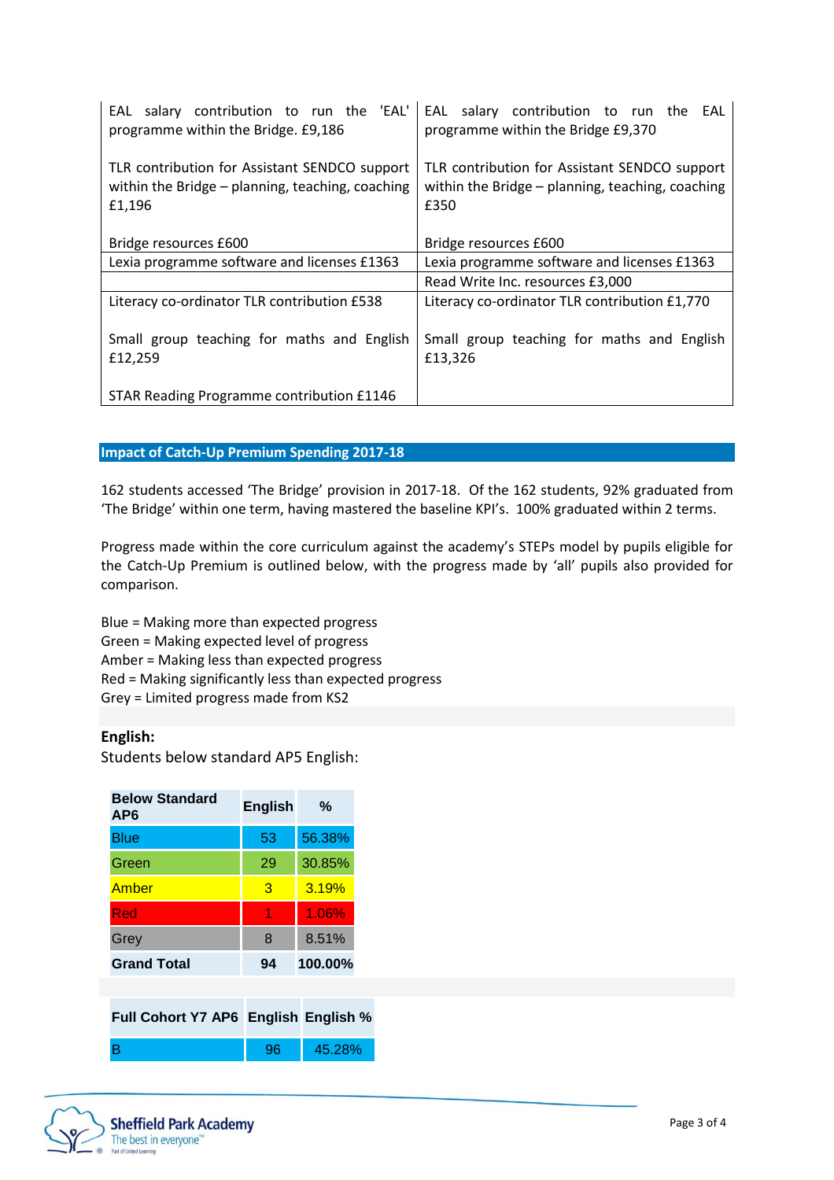| | |
|---|---|
| EAL salary contribution to run the 'EAL' programme within the Bridge. £9,186<br><br>TLR contribution for Assistant SENDCO support within the Bridge – planning, teaching, coaching £1,196<br><br>Bridge resources £600 | EAL salary contribution to run the EAL programme within the Bridge £9,370<br><br>TLR contribution for Assistant SENDCO support within the Bridge – planning, teaching, coaching £350<br><br>Bridge resources £600 |
| Lexia programme software and licenses £1363 | Lexia programme software and licenses £1363 |
| | Read Write Inc. resources £3,000 |
| Literacy co-ordinator TLR contribution £538<br><br>Small group teaching for maths and English £12,259<br><br>STAR Reading Programme contribution £1146 | Literacy co-ordinator TLR contribution £1,770<br><br>Small group teaching for maths and English £13,326 |

## Impact of Catch-Up Premium Spending 2017-18

162 students accessed 'The Bridge' provision in 2017-18. Of the 162 students, 92% graduated from 'The Bridge' within one term, having mastered the baseline KPI's. 100% graduated within 2 terms.

Progress made within the core curriculum against the academy's STEPs model by pupils eligible for the Catch-Up Premium is outlined below, with the progress made by 'all' pupils also provided for comparison.

Blue = Making more than expected progress
Green = Making expected level of progress
Amber = Making less than expected progress
Red = Making significantly less than expected progress
Grey = Limited progress made from KS2

**English:**
Students below standard AP5 English:

| Below Standard AP6 | English | % |
|---|---|---|
| Blue | 53 | 56.38% |
| Green | 29 | 30.85% |
| Amber | 3 | 3.19% |
| Red | 1 | 1.06% |
| Grey | 8 | 8.51% |
| **Grand Total** | **94** | **100.00%** |

| Full Cohort Y7 AP6 | English | English % |
|---|---|---|
| B | 96 | 45.28% |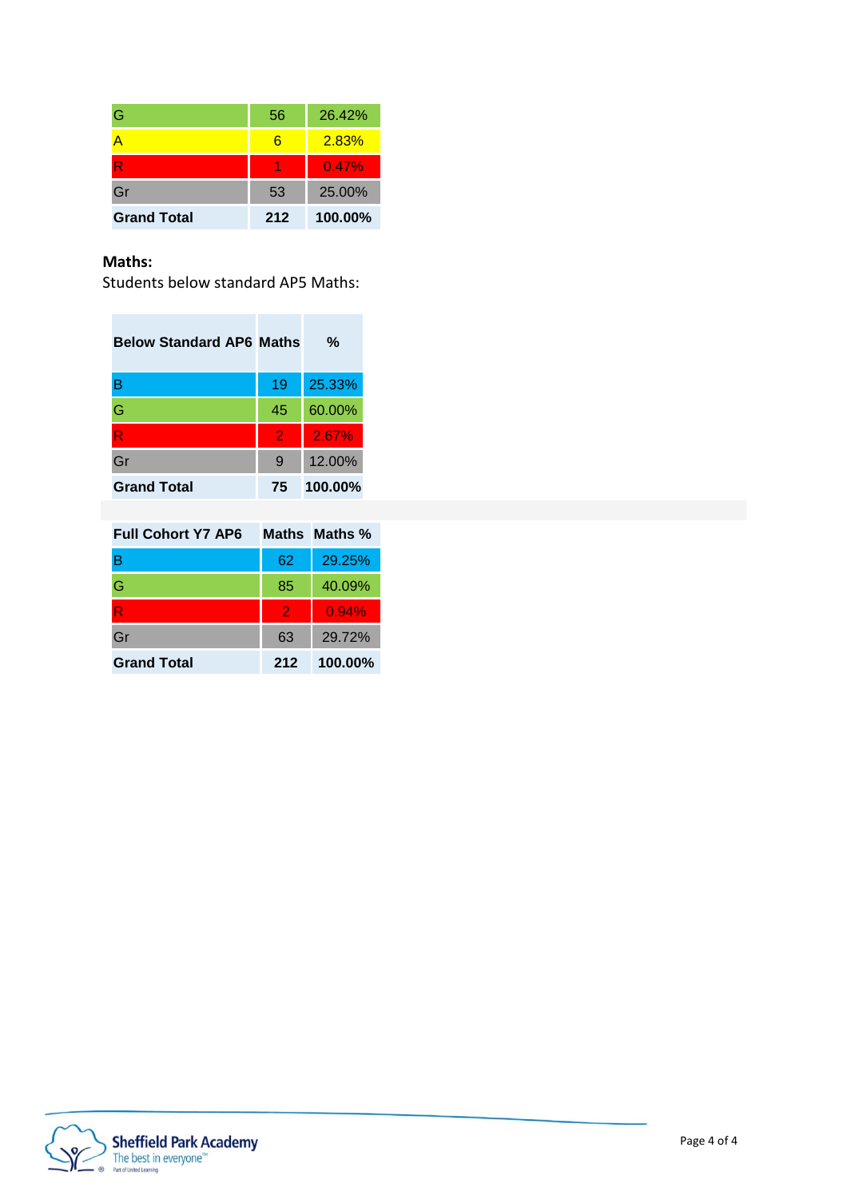| | | |
|---|---|---|
| G | 56 | 26.42% |
| A | 6 | 2.83% |
| R | 1 | 0.47% |
| Gr | 53 | 25.00% |
| **Grand Total** | **212** | **100.00%** |

**Maths:**

Students below standard AP5 Maths:

| Below Standard AP6 | Maths | % |
|---|---|---|
| B | 19 | 25.33% |
| G | 45 | 60.00% |
| R | 2 | 2.67% |
| Gr | 9 | 12.00% |
| **Grand Total** | **75** | **100.00%** |

| Full Cohort Y7 AP6 | Maths | Maths % |
|---|---|---|
| B | 62 | 29.25% |
| G | 85 | 40.09% |
| R | 2 | 0.94% |
| Gr | 63 | 29.72% |
| **Grand Total** | **212** | **100.00%** |